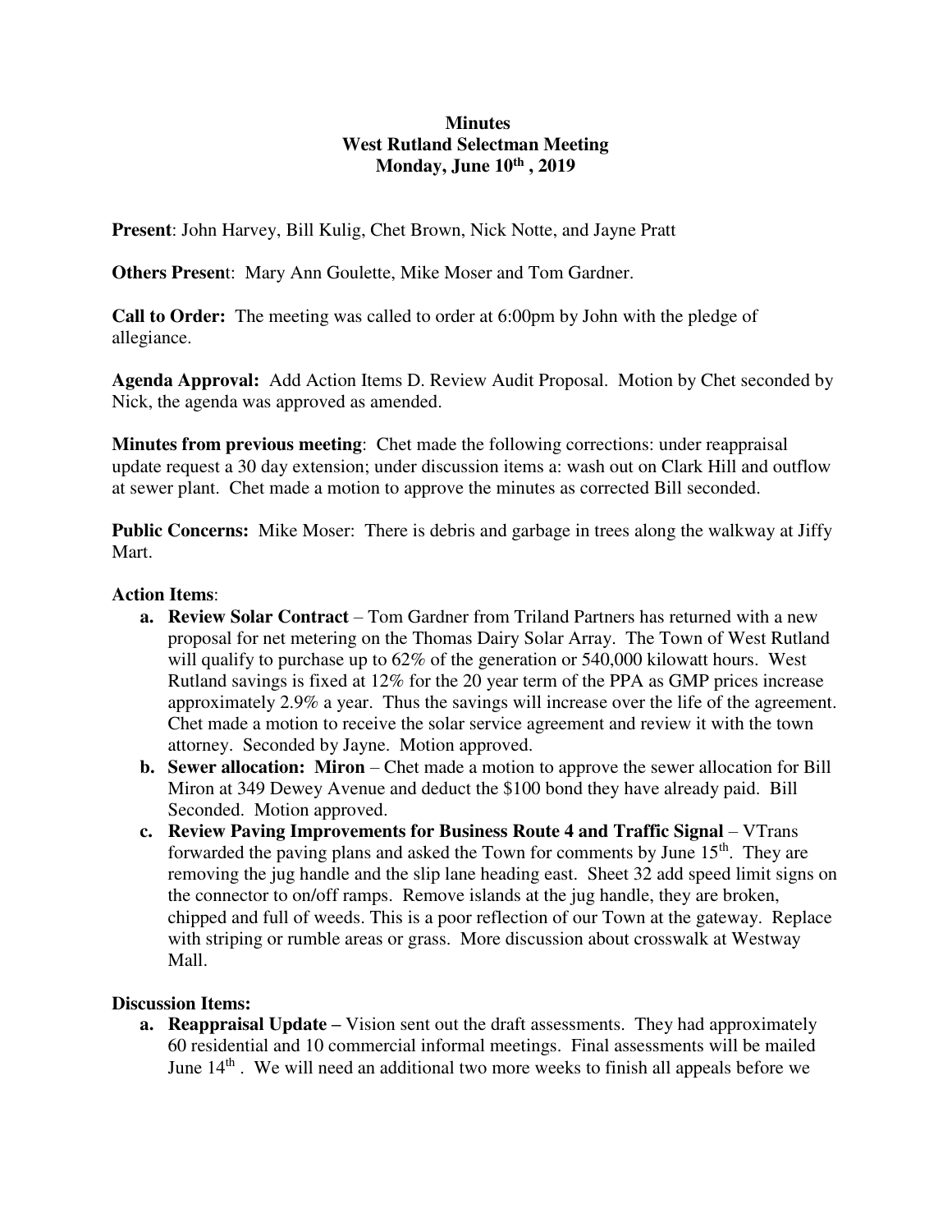**Minutes**
**West Rutland Selectman Meeting**
**Monday, June 10th , 2019**

**Present**: John Harvey, Bill Kulig, Chet Brown, Nick Notte, and Jayne Pratt

**Others Present**: Mary Ann Goulette, Mike Moser and Tom Gardner.

**Call to Order:** The meeting was called to order at 6:00pm by John with the pledge of allegiance.

**Agenda Approval:** Add Action Items D. Review Audit Proposal. Motion by Chet seconded by Nick, the agenda was approved as amended.

**Minutes from previous meeting**: Chet made the following corrections: under reappraisal update request a 30 day extension; under discussion items a: wash out on Clark Hill and outflow at sewer plant. Chet made a motion to approve the minutes as corrected Bill seconded.

**Public Concerns:** Mike Moser: There is debris and garbage in trees along the walkway at Jiffy Mart.

**Action Items**:

- **a. Review Solar Contract** – Tom Gardner from Triland Partners has returned with a new proposal for net metering on the Thomas Dairy Solar Array. The Town of West Rutland will qualify to purchase up to 62% of the generation or 540,000 kilowatt hours. West Rutland savings is fixed at 12% for the 20 year term of the PPA as GMP prices increase approximately 2.9% a year. Thus the savings will increase over the life of the agreement. Chet made a motion to receive the solar service agreement and review it with the town attorney. Seconded by Jayne. Motion approved.
- **b. Sewer allocation: Miron** – Chet made a motion to approve the sewer allocation for Bill Miron at 349 Dewey Avenue and deduct the $100 bond they have already paid. Bill Seconded. Motion approved.
- **c. Review Paving Improvements for Business Route 4 and Traffic Signal** – VTrans forwarded the paving plans and asked the Town for comments by June 15th. They are removing the jug handle and the slip lane heading east. Sheet 32 add speed limit signs on the connector to on/off ramps. Remove islands at the jug handle, they are broken, chipped and full of weeds. This is a poor reflection of our Town at the gateway. Replace with striping or rumble areas or grass. More discussion about crosswalk at Westway Mall.

**Discussion Items:**

- **a. Reappraisal Update –** Vision sent out the draft assessments. They had approximately 60 residential and 10 commercial informal meetings. Final assessments will be mailed June 14th . We will need an additional two more weeks to finish all appeals before we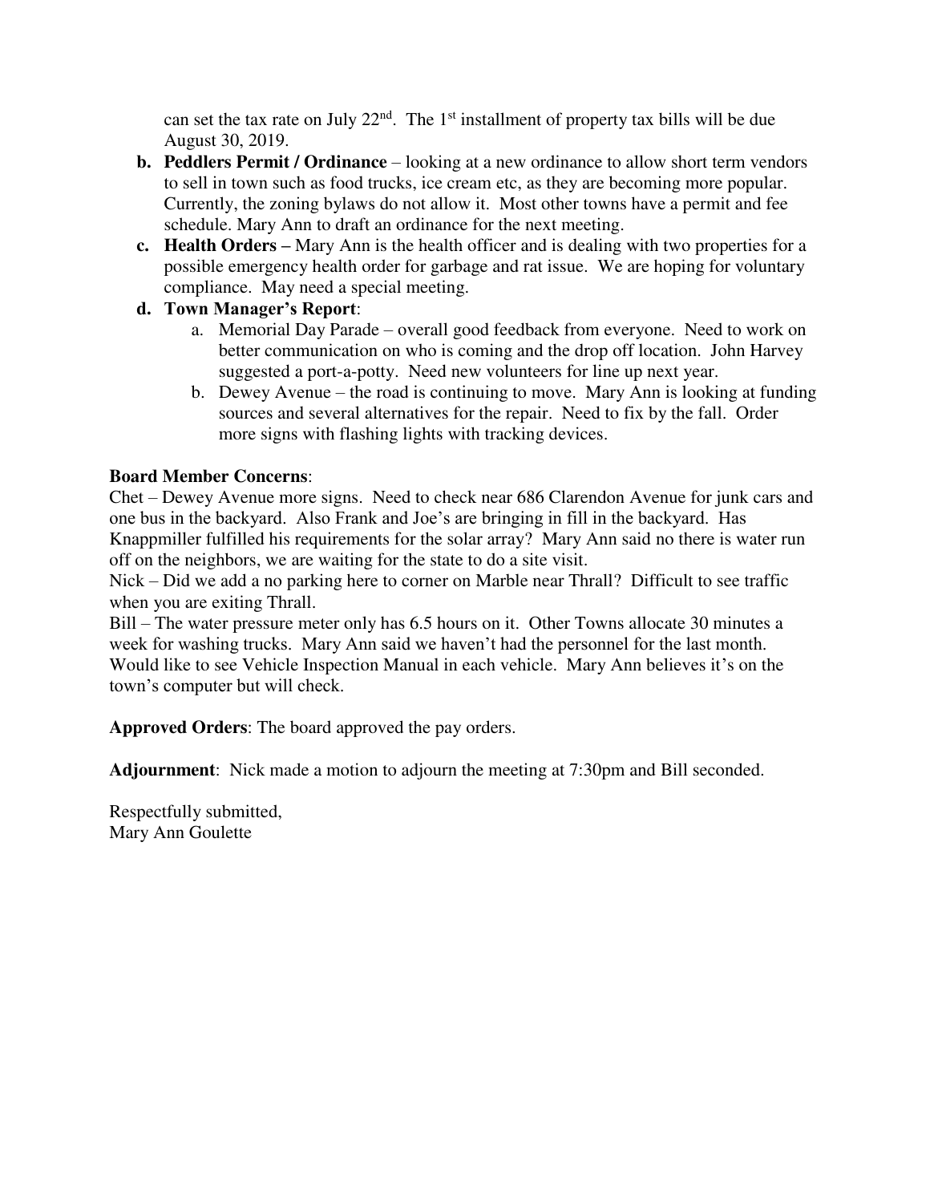can set the tax rate on July 22nd. The 1st installment of property tax bills will be due August 30, 2019.

- **b. Peddlers Permit / Ordinance** – looking at a new ordinance to allow short term vendors to sell in town such as food trucks, ice cream etc, as they are becoming more popular. Currently, the zoning bylaws do not allow it. Most other towns have a permit and fee schedule. Mary Ann to draft an ordinance for the next meeting.
- **c. Health Orders –** Mary Ann is the health officer and is dealing with two properties for a possible emergency health order for garbage and rat issue. We are hoping for voluntary compliance. May need a special meeting.
- **d. Town Manager's Report**:
    - a. Memorial Day Parade – overall good feedback from everyone. Need to work on better communication on who is coming and the drop off location. John Harvey suggested a port-a-potty. Need new volunteers for line up next year.
    - b. Dewey Avenue – the road is continuing to move. Mary Ann is looking at funding sources and several alternatives for the repair. Need to fix by the fall. Order more signs with flashing lights with tracking devices.

**Board Member Concerns**:

Chet – Dewey Avenue more signs. Need to check near 686 Clarendon Avenue for junk cars and one bus in the backyard. Also Frank and Joe's are bringing in fill in the backyard. Has Knappmiller fulfilled his requirements for the solar array? Mary Ann said no there is water run off on the neighbors, we are waiting for the state to do a site visit.

Nick – Did we add a no parking here to corner on Marble near Thrall? Difficult to see traffic when you are exiting Thrall.

Bill – The water pressure meter only has 6.5 hours on it. Other Towns allocate 30 minutes a week for washing trucks. Mary Ann said we haven't had the personnel for the last month. Would like to see Vehicle Inspection Manual in each vehicle. Mary Ann believes it's on the town's computer but will check.

**Approved Orders**: The board approved the pay orders.

**Adjournment**: Nick made a motion to adjourn the meeting at 7:30pm and Bill seconded.

Respectfully submitted,
Mary Ann Goulette